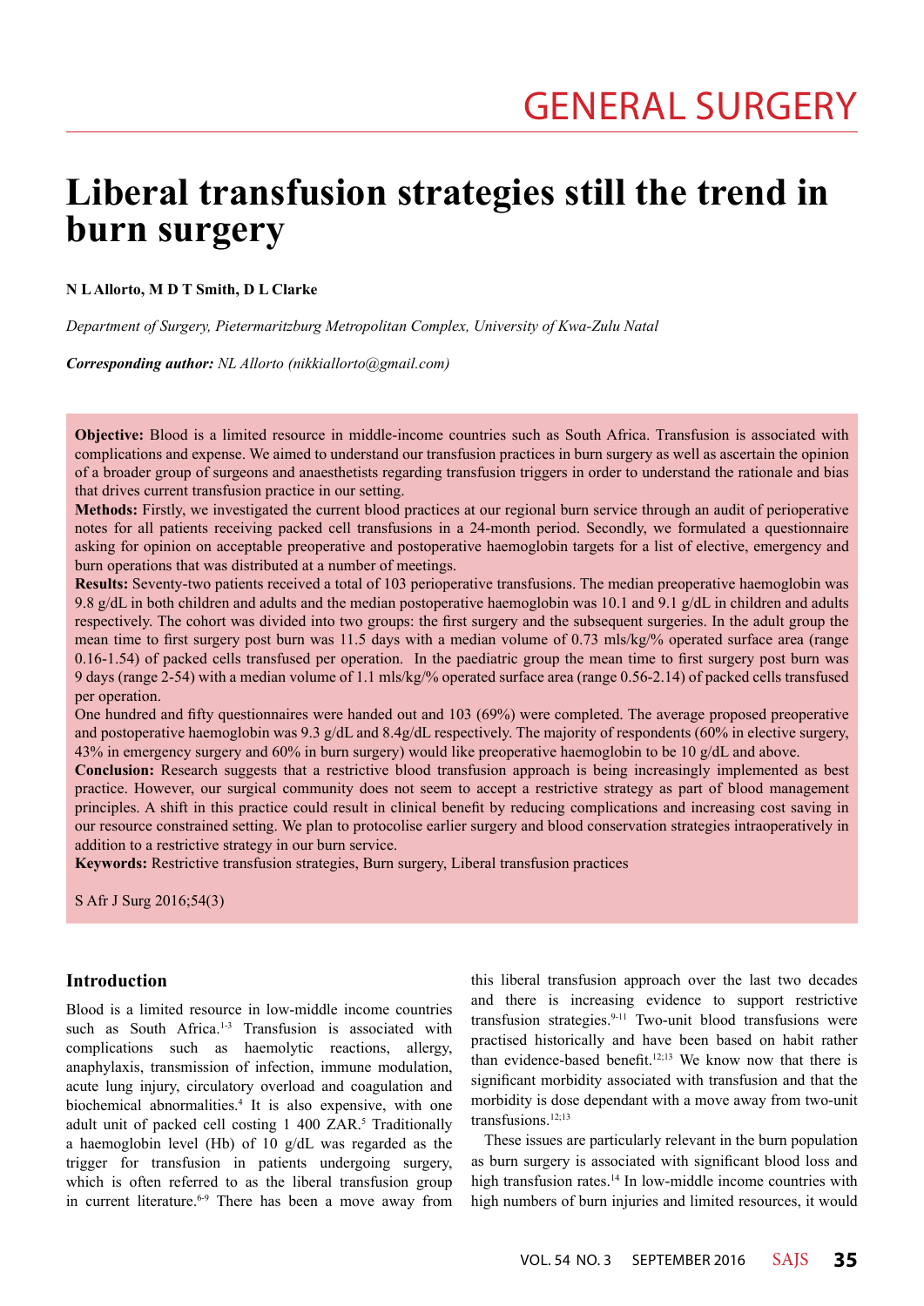GENERAL SURGERY

# Liberal transfusion strategies still the trend in burn surgery

**N L Allorto, M D T Smith, D L Clarke**

*Department of Surgery, Pietermaritzburg Metropolitan Complex, University of Kwa-Zulu Natal*

***Corresponding author:*** *NL Allorto (nikkiallorto@gmail.com)*

**Objective:** Blood is a limited resource in middle-income countries such as South Africa. Transfusion is associated with complications and expense. We aimed to understand our transfusion practices in burn surgery as well as ascertain the opinion of a broader group of surgeons and anaesthetists regarding transfusion triggers in order to understand the rationale and bias that drives current transfusion practice in our setting.

**Methods:** Firstly, we investigated the current blood practices at our regional burn service through an audit of perioperative notes for all patients receiving packed cell transfusions in a 24-month period. Secondly, we formulated a questionnaire asking for opinion on acceptable preoperative and postoperative haemoglobin targets for a list of elective, emergency and burn operations that was distributed at a number of meetings.

**Results:** Seventy-two patients received a total of 103 perioperative transfusions. The median preoperative haemoglobin was 9.8 g/dL in both children and adults and the median postoperative haemoglobin was 10.1 and 9.1 g/dL in children and adults respectively. The cohort was divided into two groups: the first surgery and the subsequent surgeries. In the adult group the mean time to first surgery post burn was 11.5 days with a median volume of 0.73 mls/kg/% operated surface area (range 0.16-1.54) of packed cells transfused per operation. In the paediatric group the mean time to first surgery post burn was 9 days (range 2-54) with a median volume of 1.1 mls/kg/% operated surface area (range 0.56-2.14) of packed cells transfused per operation.

One hundred and fifty questionnaires were handed out and 103 (69%) were completed. The average proposed preoperative and postoperative haemoglobin was 9.3 g/dL and 8.4g/dL respectively. The majority of respondents (60% in elective surgery, 43% in emergency surgery and 60% in burn surgery) would like preoperative haemoglobin to be 10 g/dL and above.

**Conclusion:** Research suggests that a restrictive blood transfusion approach is being increasingly implemented as best practice. However, our surgical community does not seem to accept a restrictive strategy as part of blood management principles. A shift in this practice could result in clinical benefit by reducing complications and increasing cost saving in our resource constrained setting. We plan to protocolise earlier surgery and blood conservation strategies intraoperatively in addition to a restrictive strategy in our burn service.

**Keywords:** Restrictive transfusion strategies, Burn surgery, Liberal transfusion practices

S Afr J Surg 2016;54(3)

## Introduction

Blood is a limited resource in low-middle income countries such as South Africa.[1-3] Transfusion is associated with complications such as haemolytic reactions, allergy, anaphylaxis, transmission of infection, immune modulation, acute lung injury, circulatory overload and coagulation and biochemical abnormalities.[4] It is also expensive, with one adult unit of packed cell costing 1 400 ZAR.[5] Traditionally a haemoglobin level (Hb) of 10 g/dL was regarded as the trigger for transfusion in patients undergoing surgery, which is often referred to as the liberal transfusion group in current literature.[6-9] There has been a move away from this liberal transfusion approach over the last two decades and there is increasing evidence to support restrictive transfusion strategies.[9-11] Two-unit blood transfusions were practised historically and have been based on habit rather than evidence-based benefit.[12;13] We know now that there is significant morbidity associated with transfusion and that the morbidity is dose dependant with a move away from two-unit transfusions.[12;13]

These issues are particularly relevant in the burn population as burn surgery is associated with significant blood loss and high transfusion rates.[14] In low-middle income countries with high numbers of burn injuries and limited resources, it would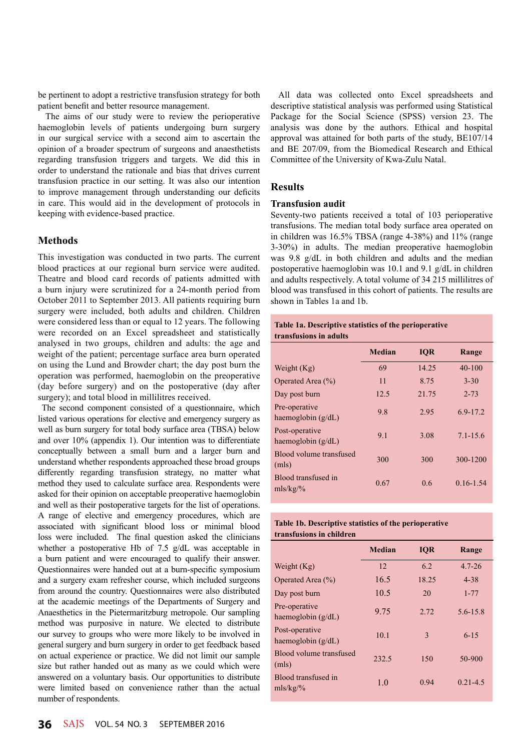be pertinent to adopt a restrictive transfusion strategy for both patient benefit and better resource management.

The aims of our study were to review the perioperative haemoglobin levels of patients undergoing burn surgery in our surgical service with a second aim to ascertain the opinion of a broader spectrum of surgeons and anaesthetists regarding transfusion triggers and targets. We did this in order to understand the rationale and bias that drives current transfusion practice in our setting. It was also our intention to improve management through understanding our deficits in care. This would aid in the development of protocols in keeping with evidence-based practice.

## Methods

This investigation was conducted in two parts. The current blood practices at our regional burn service were audited. Theatre and blood card records of patients admitted with a burn injury were scrutinized for a 24-month period from October 2011 to September 2013. All patients requiring burn surgery were included, both adults and children. Children were considered less than or equal to 12 years. The following were recorded on an Excel spreadsheet and statistically analysed in two groups, children and adults: the age and weight of the patient; percentage surface area burn operated on using the Lund and Browder chart; the day post burn the operation was performed, haemoglobin on the preoperative (day before surgery) and on the postoperative (day after surgery); and total blood in millilitres received.

The second component consisted of a questionnaire, which listed various operations for elective and emergency surgery as well as burn surgery for total body surface area (TBSA) below and over 10% (appendix 1). Our intention was to differentiate conceptually between a small burn and a larger burn and understand whether respondents approached these broad groups differently regarding transfusion strategy, no matter what method they used to calculate surface area. Respondents were asked for their opinion on acceptable preoperative haemoglobin and well as their postoperative targets for the list of operations. A range of elective and emergency procedures, which are associated with significant blood loss or minimal blood loss were included. The final question asked the clinicians whether a postoperative Hb of 7.5 g/dL was acceptable in a burn patient and were encouraged to qualify their answer. Questionnaires were handed out at a burn-specific symposium and a surgery exam refresher course, which included surgeons from around the country. Questionnaires were also distributed at the academic meetings of the Departments of Surgery and Anaesthetics in the Pietermaritzburg metropole. Our sampling method was purposive in nature. We elected to distribute our survey to groups who were more likely to be involved in general surgery and burn surgery in order to get feedback based on actual experience or practice. We did not limit our sample size but rather handed out as many as we could which were answered on a voluntary basis. Our opportunities to distribute were limited based on convenience rather than the actual number of respondents.

All data was collected onto Excel spreadsheets and descriptive statistical analysis was performed using Statistical Package for the Social Science (SPSS) version 23. The analysis was done by the authors. Ethical and hospital approval was attained for both parts of the study, BE107/14 and BE 207/09, from the Biomedical Research and Ethical Committee of the University of Kwa-Zulu Natal.

## Results

### Transfusion audit

Seventy-two patients received a total of 103 perioperative transfusions. The median total body surface area operated on in children was 16.5% TBSA (range 4-38%) and 11% (range 3-30%) in adults. The median preoperative haemoglobin was 9.8 g/dL in both children and adults and the median postoperative haemoglobin was 10.1 and 9.1 g/dL in children and adults respectively. A total volume of 34 215 millilitres of blood was transfused in this cohort of patients. The results are shown in Tables 1a and 1b.

**Table 1a. Descriptive statistics of the perioperative transfusions in adults**

| | Median | IQR | Range |
|---|---|---|---|
| Weight (Kg) | 69 | 14.25 | 40-100 |
| Operated Area (%) | 11 | 8.75 | 3-30 |
| Day post burn | 12.5 | 21.75 | 2-73 |
| Pre-operative haemoglobin (g/dL) | 9.8 | 2.95 | 6.9-17.2 |
| Post-operative haemoglobin (g/dL) | 9.1 | 3.08 | 7.1-15.6 |
| Blood volume transfused (mls) | 300 | 300 | 300-1200 |
| Blood transfused in mls/kg/% | 0.67 | 0.6 | 0.16-1.54 |

**Table 1b. Descriptive statistics of the perioperative transfusions in children**

| | Median | IQR | Range |
|---|---|---|---|
| Weight (Kg) | 12 | 6.2 | 4.7-26 |
| Operated Area (%) | 16.5 | 18.25 | 4-38 |
| Day post burn | 10.5 | 20 | 1-77 |
| Pre-operative haemoglobin (g/dL) | 9.75 | 2.72 | 5.6-15.8 |
| Post-operative haemoglobin (g/dL) | 10.1 | 3 | 6-15 |
| Blood volume transfused (mls) | 232.5 | 150 | 50-900 |
| Blood transfused in mls/kg/% | 1.0 | 0.94 | 0.21-4.5 |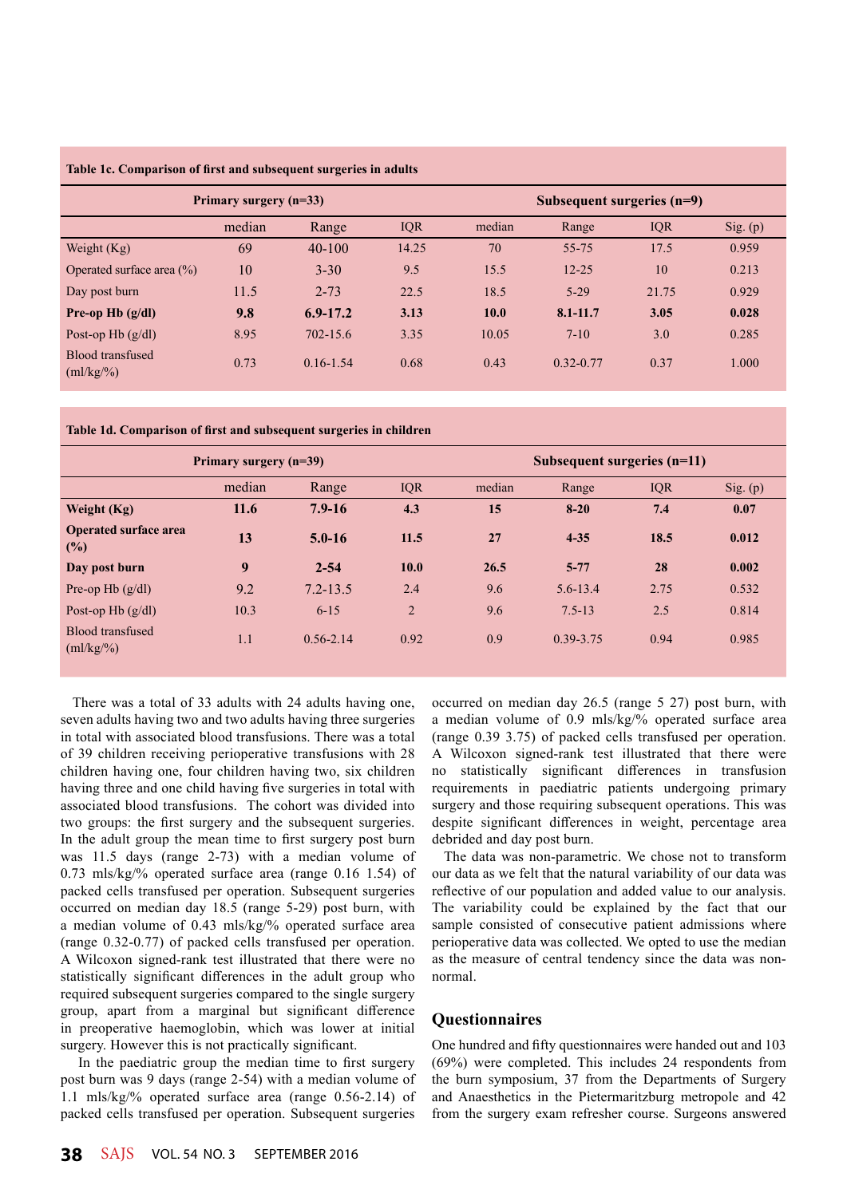**Table 1c. Comparison of first and subsequent surgeries in adults**

| | Primary surgery (n=33) | | | Subsequent surgeries (n=9) | | | |
|---|---|---|---|---|---|---|---|
| | median | Range | IQR | median | Range | IQR | Sig. (p) |
| Weight (Kg) | 69 | 40-100 | 14.25 | 70 | 55-75 | 17.5 | 0.959 |
| Operated surface area (%) | 10 | 3-30 | 9.5 | 15.5 | 12-25 | 10 | 0.213 |
| Day post burn | 11.5 | 2-73 | 22.5 | 18.5 | 5-29 | 21.75 | 0.929 |
| **Pre-op Hb (g/dl)** | **9.8** | **6.9-17.2** | **3.13** | **10.0** | **8.1-11.7** | **3.05** | **0.028** |
| Post-op Hb (g/dl) | 8.95 | 702-15.6 | 3.35 | 10.05 | 7-10 | 3.0 | 0.285 |
| Blood transfused (ml/kg/%) | 0.73 | 0.16-1.54 | 0.68 | 0.43 | 0.32-0.77 | 0.37 | 1.000 |

**Table 1d. Comparison of first and subsequent surgeries in children**

| | Primary surgery (n=39) | | | Subsequent surgeries (n=11) | | | |
|---|---|---|---|---|---|---|---|
| | median | Range | IQR | median | Range | IQR | Sig. (p) |
| **Weight (Kg)** | **11.6** | **7.9-16** | **4.3** | **15** | **8-20** | **7.4** | **0.07** |
| **Operated surface area (%)** | **13** | **5.0-16** | **11.5** | **27** | **4-35** | **18.5** | **0.012** |
| **Day post burn** | **9** | **2-54** | **10.0** | **26.5** | **5-77** | **28** | **0.002** |
| Pre-op Hb (g/dl) | 9.2 | 7.2-13.5 | 2.4 | 9.6 | 5.6-13.4 | 2.75 | 0.532 |
| Post-op Hb (g/dl) | 10.3 | 6-15 | 2 | 9.6 | 7.5-13 | 2.5 | 0.814 |
| Blood transfused (ml/kg/%) | 1.1 | 0.56-2.14 | 0.92 | 0.9 | 0.39-3.75 | 0.94 | 0.985 |

There was a total of 33 adults with 24 adults having one, seven adults having two and two adults having three surgeries in total with associated blood transfusions. There was a total of 39 children receiving perioperative transfusions with 28 children having one, four children having two, six children having three and one child having five surgeries in total with associated blood transfusions. The cohort was divided into two groups: the first surgery and the subsequent surgeries. In the adult group the mean time to first surgery post burn was 11.5 days (range 2-73) with a median volume of 0.73 mls/kg/% operated surface area (range 0.16 1.54) of packed cells transfused per operation. Subsequent surgeries occurred on median day 18.5 (range 5-29) post burn, with a median volume of 0.43 mls/kg/% operated surface area (range 0.32-0.77) of packed cells transfused per operation. A Wilcoxon signed-rank test illustrated that there were no statistically significant differences in the adult group who required subsequent surgeries compared to the single surgery group, apart from a marginal but significant difference in preoperative haemoglobin, which was lower at initial surgery. However this is not practically significant.

In the paediatric group the median time to first surgery post burn was 9 days (range 2-54) with a median volume of 1.1 mls/kg/% operated surface area (range 0.56-2.14) of packed cells transfused per operation. Subsequent surgeries occurred on median day 26.5 (range 5 27) post burn, with a median volume of 0.9 mls/kg/% operated surface area (range 0.39 3.75) of packed cells transfused per operation. A Wilcoxon signed-rank test illustrated that there were no statistically significant differences in transfusion requirements in paediatric patients undergoing primary surgery and those requiring subsequent operations. This was despite significant differences in weight, percentage area debrided and day post burn.

The data was non-parametric. We chose not to transform our data as we felt that the natural variability of our data was reflective of our population and added value to our analysis. The variability could be explained by the fact that our sample consisted of consecutive patient admissions where perioperative data was collected. We opted to use the median as the measure of central tendency since the data was non-normal.

## Questionnaires

One hundred and fifty questionnaires were handed out and 103 (69%) were completed. This includes 24 respondents from the burn symposium, 37 from the Departments of Surgery and Anaesthetics in the Pietermaritzburg metropole and 42 from the surgery exam refresher course. Surgeons answered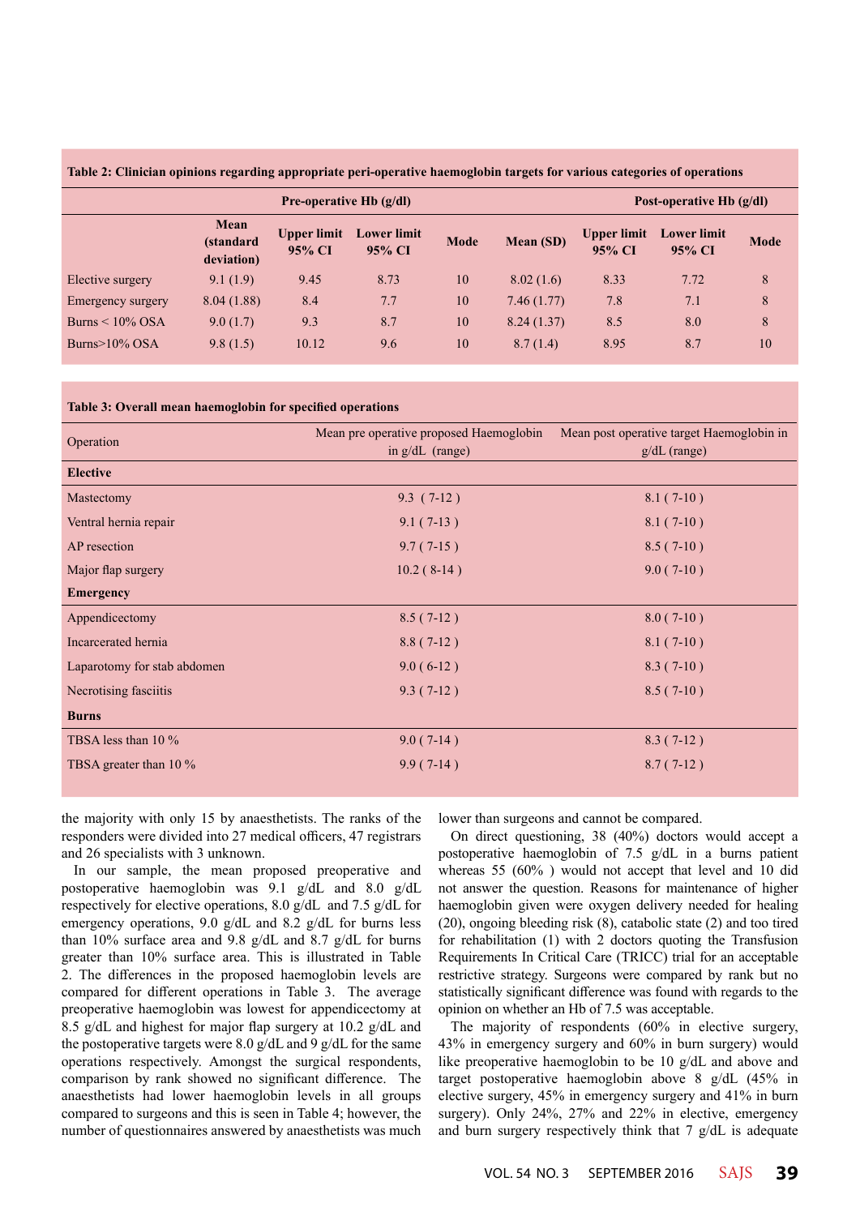**Table 2: Clinician opinions regarding appropriate peri-operative haemoglobin targets for various categories of operations**

| | Pre-operative Hb (g/dl) | | | | Post-operative Hb (g/dl) | | | |
|---|---|---|---|---|---|---|---|---|
| | Mean (standard deviation) | Upper limit 95% CI | Lower limit 95% CI | Mode | Mean (SD) | Upper limit 95% CI | Lower limit 95% CI | Mode |
| Elective surgery | 9.1 (1.9) | 9.45 | 8.73 | 10 | 8.02 (1.6) | 8.33 | 7.72 | 8 |
| Emergency surgery | 8.04 (1.88) | 8.4 | 7.7 | 10 | 7.46 (1.77) | 7.8 | 7.1 | 8 |
| Burns < 10% OSA | 9.0 (1.7) | 9.3 | 8.7 | 10 | 8.24 (1.37) | 8.5 | 8.0 | 8 |
| Burns>10% OSA | 9.8 (1.5) | 10.12 | 9.6 | 10 | 8.7 (1.4) | 8.95 | 8.7 | 10 |

**Table 3: Overall mean haemoglobin for specified operations**

| Operation | Mean pre operative proposed Haemoglobin in g/dL (range) | Mean post operative target Haemoglobin in g/dL (range) |
|---|---|---|
| **Elective** | | |
| Mastectomy | 9.3 ( 7-12 ) | 8.1 ( 7-10 ) |
| Ventral hernia repair | 9.1 ( 7-13 ) | 8.1 ( 7-10 ) |
| AP resection | 9.7 ( 7-15 ) | 8.5 ( 7-10 ) |
| Major flap surgery | 10.2 ( 8-14 ) | 9.0 ( 7-10 ) |
| **Emergency** | | |
| Appendicectomy | 8.5 ( 7-12 ) | 8.0 ( 7-10 ) |
| Incarcerated hernia | 8.8 ( 7-12 ) | 8.1 ( 7-10 ) |
| Laparotomy for stab abdomen | 9.0 ( 6-12 ) | 8.3 ( 7-10 ) |
| Necrotising fasciitis | 9.3 ( 7-12 ) | 8.5 ( 7-10 ) |
| **Burns** | | |
| TBSA less than 10 % | 9.0 ( 7-14 ) | 8.3 ( 7-12 ) |
| TBSA greater than 10 % | 9.9 ( 7-14 ) | 8.7 ( 7-12 ) |

the majority with only 15 by anaesthetists. The ranks of the responders were divided into 27 medical officers, 47 registrars and 26 specialists with 3 unknown.

In our sample, the mean proposed preoperative and postoperative haemoglobin was 9.1 g/dL and 8.0 g/dL respectively for elective operations, 8.0 g/dL and 7.5 g/dL for emergency operations, 9.0 g/dL and 8.2 g/dL for burns less than 10% surface area and 9.8 g/dL and 8.7 g/dL for burns greater than 10% surface area. This is illustrated in Table 2. The differences in the proposed haemoglobin levels are compared for different operations in Table 3. The average preoperative haemoglobin was lowest for appendicectomy at 8.5 g/dL and highest for major flap surgery at 10.2 g/dL and the postoperative targets were 8.0 g/dL and 9 g/dL for the same operations respectively. Amongst the surgical respondents, comparison by rank showed no significant difference. The anaesthetists had lower haemoglobin levels in all groups compared to surgeons and this is seen in Table 4; however, the number of questionnaires answered by anaesthetists was much lower than surgeons and cannot be compared.

On direct questioning, 38 (40%) doctors would accept a postoperative haemoglobin of 7.5 g/dL in a burns patient whereas 55 (60% ) would not accept that level and 10 did not answer the question. Reasons for maintenance of higher haemoglobin given were oxygen delivery needed for healing (20), ongoing bleeding risk (8), catabolic state (2) and too tired for rehabilitation (1) with 2 doctors quoting the Transfusion Requirements In Critical Care (TRICC) trial for an acceptable restrictive strategy. Surgeons were compared by rank but no statistically significant difference was found with regards to the opinion on whether an Hb of 7.5 was acceptable.

The majority of respondents (60% in elective surgery, 43% in emergency surgery and 60% in burn surgery) would like preoperative haemoglobin to be 10 g/dL and above and target postoperative haemoglobin above 8 g/dL (45% in elective surgery, 45% in emergency surgery and 41% in burn surgery). Only 24%, 27% and 22% in elective, emergency and burn surgery respectively think that 7 g/dL is adequate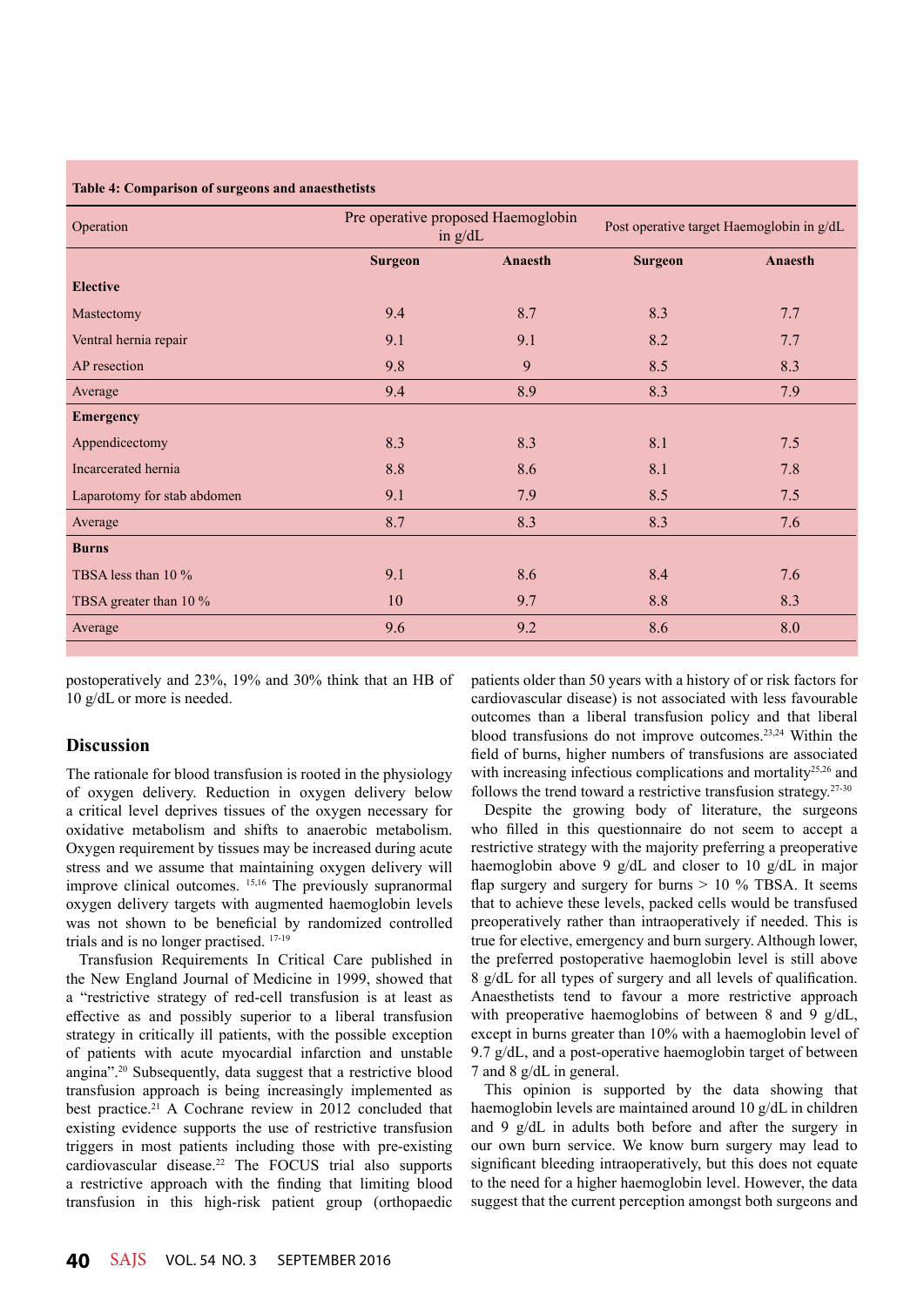**Table 4: Comparison of surgeons and anaesthetists**

| Operation | Pre operative proposed Haemoglobin in g/dL | | Post operative target Haemoglobin in g/dL | |
|---|---|---|---|---|
| | **Surgeon** | **Anaesth** | **Surgeon** | **Anaesth** |
| **Elective** | | | | |
| Mastectomy | 9.4 | 8.7 | 8.3 | 7.7 |
| Ventral hernia repair | 9.1 | 9.1 | 8.2 | 7.7 |
| AP resection | 9.8 | 9 | 8.5 | 8.3 |
| Average | 9.4 | 8.9 | 8.3 | 7.9 |
| **Emergency** | | | | |
| Appendicectomy | 8.3 | 8.3 | 8.1 | 7.5 |
| Incarcerated hernia | 8.8 | 8.6 | 8.1 | 7.8 |
| Laparotomy for stab abdomen | 9.1 | 7.9 | 8.5 | 7.5 |
| Average | 8.7 | 8.3 | 8.3 | 7.6 |
| **Burns** | | | | |
| TBSA less than 10 % | 9.1 | 8.6 | 8.4 | 7.6 |
| TBSA greater than 10 % | 10 | 9.7 | 8.8 | 8.3 |
| Average | 9.6 | 9.2 | 8.6 | 8.0 |

postoperatively and 23%, 19% and 30% think that an HB of 10 g/dL or more is needed.

## Discussion

The rationale for blood transfusion is rooted in the physiology of oxygen delivery. Reduction in oxygen delivery below a critical level deprives tissues of the oxygen necessary for oxidative metabolism and shifts to anaerobic metabolism. Oxygen requirement by tissues may be increased during acute stress and we assume that maintaining oxygen delivery will improve clinical outcomes.[15,16] The previously supranormal oxygen delivery targets with augmented haemoglobin levels was not shown to be beneficial by randomized controlled trials and is no longer practised.[17-19]

Transfusion Requirements In Critical Care published in the New England Journal of Medicine in 1999, showed that a "restrictive strategy of red-cell transfusion is at least as effective as and possibly superior to a liberal transfusion strategy in critically ill patients, with the possible exception of patients with acute myocardial infarction and unstable angina".[20] Subsequently, data suggest that a restrictive blood transfusion approach is being increasingly implemented as best practice.[21] A Cochrane review in 2012 concluded that existing evidence supports the use of restrictive transfusion triggers in most patients including those with pre-existing cardiovascular disease.[22] The FOCUS trial also supports a restrictive approach with the finding that limiting blood transfusion in this high-risk patient group (orthopaedic patients older than 50 years with a history of or risk factors for cardiovascular disease) is not associated with less favourable outcomes than a liberal transfusion policy and that liberal blood transfusions do not improve outcomes.[23,24] Within the field of burns, higher numbers of transfusions are associated with increasing infectious complications and mortality[25,26] and follows the trend toward a restrictive transfusion strategy.[27-30]

Despite the growing body of literature, the surgeons who filled in this questionnaire do not seem to accept a restrictive strategy with the majority preferring a preoperative haemoglobin above 9 g/dL and closer to 10 g/dL in major flap surgery and surgery for burns > 10 % TBSA. It seems that to achieve these levels, packed cells would be transfused preoperatively rather than intraoperatively if needed. This is true for elective, emergency and burn surgery. Although lower, the preferred postoperative haemoglobin level is still above 8 g/dL for all types of surgery and all levels of qualification. Anaesthetists tend to favour a more restrictive approach with preoperative haemoglobins of between 8 and 9 g/dL, except in burns greater than 10% with a haemoglobin level of 9.7 g/dL, and a post-operative haemoglobin target of between 7 and 8 g/dL in general.

This opinion is supported by the data showing that haemoglobin levels are maintained around 10 g/dL in children and 9 g/dL in adults both before and after the surgery in our own burn service. We know burn surgery may lead to significant bleeding intraoperatively, but this does not equate to the need for a higher haemoglobin level. However, the data suggest that the current perception amongst both surgeons and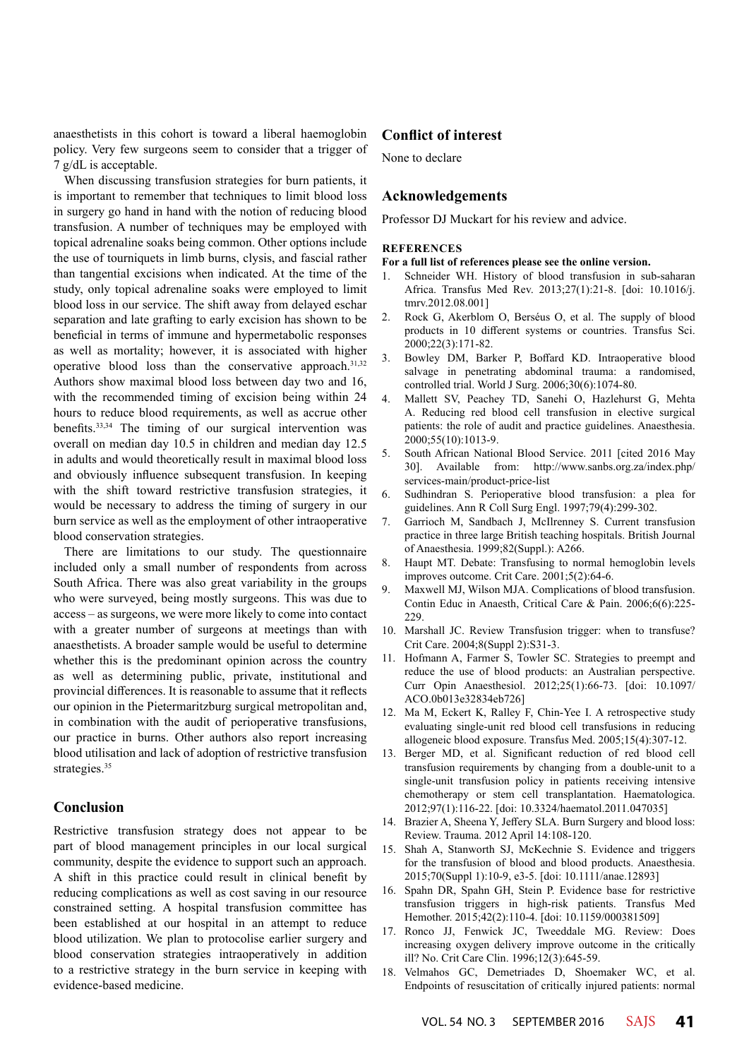anaesthetists in this cohort is toward a liberal haemoglobin policy. Very few surgeons seem to consider that a trigger of 7 g/dL is acceptable.

When discussing transfusion strategies for burn patients, it is important to remember that techniques to limit blood loss in surgery go hand in hand with the notion of reducing blood transfusion. A number of techniques may be employed with topical adrenaline soaks being common. Other options include the use of tourniquets in limb burns, clysis, and fascial rather than tangential excisions when indicated. At the time of the study, only topical adrenaline soaks were employed to limit blood loss in our service. The shift away from delayed eschar separation and late grafting to early excision has shown to be beneficial in terms of immune and hypermetabolic responses as well as mortality; however, it is associated with higher operative blood loss than the conservative approach.[31,32] Authors show maximal blood loss between day two and 16, with the recommended timing of excision being within 24 hours to reduce blood requirements, as well as accrue other benefits.[33,34] The timing of our surgical intervention was overall on median day 10.5 in children and median day 12.5 in adults and would theoretically result in maximal blood loss and obviously influence subsequent transfusion. In keeping with the shift toward restrictive transfusion strategies, it would be necessary to address the timing of surgery in our burn service as well as the employment of other intraoperative blood conservation strategies.

There are limitations to our study. The questionnaire included only a small number of respondents from across South Africa. There was also great variability in the groups who were surveyed, being mostly surgeons. This was due to access – as surgeons, we were more likely to come into contact with a greater number of surgeons at meetings than with anaesthetists. A broader sample would be useful to determine whether this is the predominant opinion across the country as well as determining public, private, institutional and provincial differences. It is reasonable to assume that it reflects our opinion in the Pietermaritzburg surgical metropolitan and, in combination with the audit of perioperative transfusions, our practice in burns. Other authors also report increasing blood utilisation and lack of adoption of restrictive transfusion strategies.[35]

## Conclusion

Restrictive transfusion strategy does not appear to be part of blood management principles in our local surgical community, despite the evidence to support such an approach. A shift in this practice could result in clinical benefit by reducing complications as well as cost saving in our resource constrained setting. A hospital transfusion committee has been established at our hospital in an attempt to reduce blood utilization. We plan to protocolise earlier surgery and blood conservation strategies intraoperatively in addition to a restrictive strategy in the burn service in keeping with evidence-based medicine.

## Conflict of interest

None to declare

## Acknowledgements

Professor DJ Muckart for his review and advice.

### REFERENCES

**For a full list of references please see the online version.**

1. Schneider WH. History of blood transfusion in sub-saharan Africa. Transfus Med Rev. 2013;27(1):21-8. [doi: 10.1016/j.tmrv.2012.08.001]
2. Rock G, Akerblom O, Berséus O, et al. The supply of blood products in 10 different systems or countries. Transfus Sci. 2000;22(3):171-82.
3. Bowley DM, Barker P, Boffard KD. Intraoperative blood salvage in penetrating abdominal trauma: a randomised, controlled trial. World J Surg. 2006;30(6):1074-80.
4. Mallett SV, Peachey TD, Sanehi O, Hazlehurst G, Mehta A. Reducing red blood cell transfusion in elective surgical patients: the role of audit and practice guidelines. Anaesthesia. 2000;55(10):1013-9.
5. South African National Blood Service. 2011 [cited 2016 May 30]. Available from: http://www.sanbs.org.za/index.php/services-main/product-price-list
6. Sudhindran S. Perioperative blood transfusion: a plea for guidelines. Ann R Coll Surg Engl. 1997;79(4):299-302.
7. Garrioch M, Sandbach J, McIlrenney S. Current transfusion practice in three large British teaching hospitals. British Journal of Anaesthesia. 1999;82(Suppl.): A266.
8. Haupt MT. Debate: Transfusing to normal hemoglobin levels improves outcome. Crit Care. 2001;5(2):64-6.
9. Maxwell MJ, Wilson MJA. Complications of blood transfusion. Contin Educ in Anaesth, Critical Care & Pain. 2006;6(6):225-229.
10. Marshall JC. Review Transfusion trigger: when to transfuse? Crit Care. 2004;8(Suppl 2):S31-3.
11. Hofmann A, Farmer S, Towler SC. Strategies to preempt and reduce the use of blood products: an Australian perspective. Curr Opin Anaesthesiol. 2012;25(1):66-73. [doi: 10.1097/ACO.0b013e32834eb726]
12. Ma M, Eckert K, Ralley F, Chin-Yee I. A retrospective study evaluating single-unit red blood cell transfusions in reducing allogeneic blood exposure. Transfus Med. 2005;15(4):307-12.
13. Berger MD, et al. Significant reduction of red blood cell transfusion requirements by changing from a double-unit to a single-unit transfusion policy in patients receiving intensive chemotherapy or stem cell transplantation. Haematologica. 2012;97(1):116-22. [doi: 10.3324/haematol.2011.047035]
14. Brazier A, Sheena Y, Jeffery SLA. Burn Surgery and blood loss: Review. Trauma. 2012 April 14:108-120.
15. Shah A, Stanworth SJ, McKechnie S. Evidence and triggers for the transfusion of blood and blood products. Anaesthesia. 2015;70(Suppl 1):10-9, e3-5. [doi: 10.1111/anae.12893]
16. Spahn DR, Spahn GH, Stein P. Evidence base for restrictive transfusion triggers in high-risk patients. Transfus Med Hemother. 2015;42(2):110-4. [doi: 10.1159/000381509]
17. Ronco JJ, Fenwick JC, Tweeddale MG. Review: Does increasing oxygen delivery improve outcome in the critically ill? No. Crit Care Clin. 1996;12(3):645-59.
18. Velmahos GC, Demetriades D, Shoemaker WC, et al. Endpoints of resuscitation of critically injured patients: normal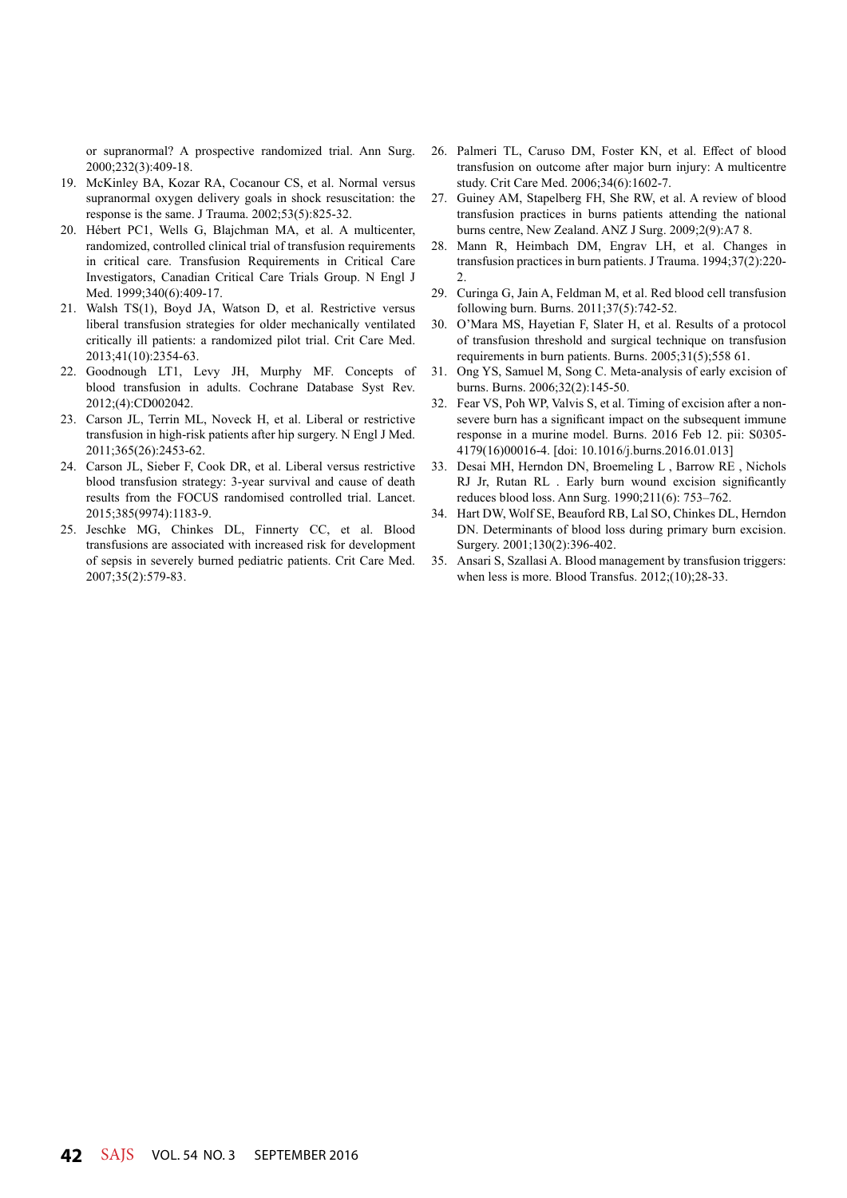or supranormal? A prospective randomized trial. Ann Surg. 2000;232(3):409-18.

19. McKinley BA, Kozar RA, Cocanour CS, et al. Normal versus supranormal oxygen delivery goals in shock resuscitation: the response is the same. J Trauma. 2002;53(5):825-32.
20. Hébert PC1, Wells G, Blajchman MA, et al. A multicenter, randomized, controlled clinical trial of transfusion requirements in critical care. Transfusion Requirements in Critical Care Investigators, Canadian Critical Care Trials Group. N Engl J Med. 1999;340(6):409-17.
21. Walsh TS(1), Boyd JA, Watson D, et al. Restrictive versus liberal transfusion strategies for older mechanically ventilated critically ill patients: a randomized pilot trial. Crit Care Med. 2013;41(10):2354-63.
22. Goodnough LT1, Levy JH, Murphy MF. Concepts of blood transfusion in adults. Cochrane Database Syst Rev. 2012;(4):CD002042.
23. Carson JL, Terrin ML, Noveck H, et al. Liberal or restrictive transfusion in high-risk patients after hip surgery. N Engl J Med. 2011;365(26):2453-62.
24. Carson JL, Sieber F, Cook DR, et al. Liberal versus restrictive blood transfusion strategy: 3-year survival and cause of death results from the FOCUS randomised controlled trial. Lancet. 2015;385(9974):1183-9.
25. Jeschke MG, Chinkes DL, Finnerty CC, et al. Blood transfusions are associated with increased risk for development of sepsis in severely burned pediatric patients. Crit Care Med. 2007;35(2):579-83.
26. Palmeri TL, Caruso DM, Foster KN, et al. Effect of blood transfusion on outcome after major burn injury: A multicentre study. Crit Care Med. 2006;34(6):1602-7.
27. Guiney AM, Stapelberg FH, She RW, et al. A review of blood transfusion practices in burns patients attending the national burns centre, New Zealand. ANZ J Surg. 2009;2(9):A7 8.
28. Mann R, Heimbach DM, Engrav LH, et al. Changes in transfusion practices in burn patients. J Trauma. 1994;37(2):220-2.
29. Curinga G, Jain A, Feldman M, et al. Red blood cell transfusion following burn. Burns. 2011;37(5):742-52.
30. O'Mara MS, Hayetian F, Slater H, et al. Results of a protocol of transfusion threshold and surgical technique on transfusion requirements in burn patients. Burns. 2005;31(5);558 61.
31. Ong YS, Samuel M, Song C. Meta-analysis of early excision of burns. Burns. 2006;32(2):145-50.
32. Fear VS, Poh WP, Valvis S, et al. Timing of excision after a non-severe burn has a significant impact on the subsequent immune response in a murine model. Burns. 2016 Feb 12. pii: S0305-4179(16)00016-4. [doi: 10.1016/j.burns.2016.01.013]
33. Desai MH, Herndon DN, Broemeling L , Barrow RE , Nichols RJ Jr, Rutan RL . Early burn wound excision significantly reduces blood loss. Ann Surg. 1990;211(6): 753–762.
34. Hart DW, Wolf SE, Beauford RB, Lal SO, Chinkes DL, Herndon DN. Determinants of blood loss during primary burn excision. Surgery. 2001;130(2):396-402.
35. Ansari S, Szallasi A. Blood management by transfusion triggers: when less is more. Blood Transfus. 2012;(10);28-33.